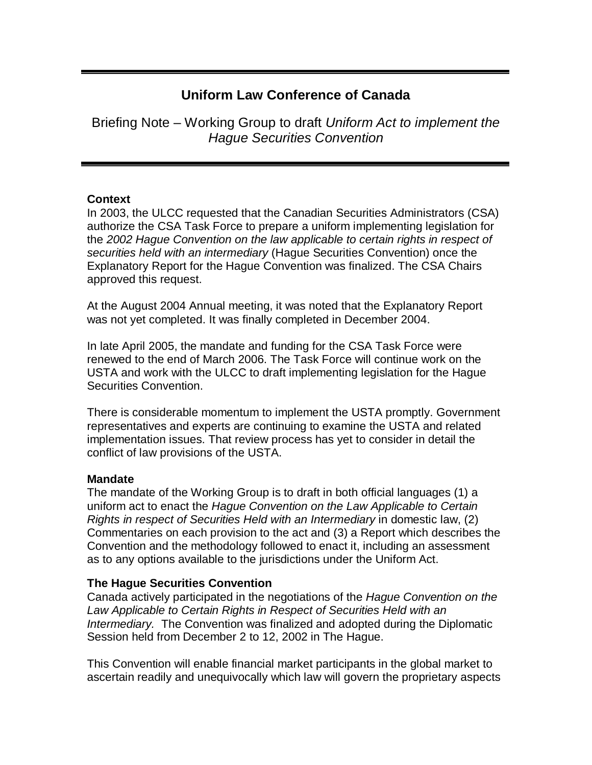# Uniform Law Conference of Canada

Briefing Note – Working Group to draft *Uniform Act to implement the Hague Securities Convention*

---

### Context

In 2003, the ULCC requested that the Canadian Securities Administrators (CSA) authorize the CSA Task Force to prepare a uniform implementing legislation for the *2002 Hague Convention on the law applicable to certain rights in respect of securities held with an intermediary* (Hague Securities Convention) once the Explanatory Report for the Hague Convention was finalized. The CSA Chairs approved this request.

At the August 2004 Annual meeting, it was noted that the Explanatory Report was not yet completed. It was finally completed in December 2004.

In late April 2005, the mandate and funding for the CSA Task Force were renewed to the end of March 2006. The Task Force will continue work on the USTA and work with the ULCC to draft implementing legislation for the Hague Securities Convention.

There is considerable momentum to implement the USTA promptly. Government representatives and experts are continuing to examine the USTA and related implementation issues. That review process has yet to consider in detail the conflict of law provisions of the USTA.

### Mandate

The mandate of the Working Group is to draft in both official languages (1) a uniform act to enact the *Hague Convention on the Law Applicable to Certain Rights in respect of Securities Held with an Intermediary* in domestic law, (2) Commentaries on each provision to the act and (3) a Report which describes the Convention and the methodology followed to enact it, including an assessment as to any options available to the jurisdictions under the Uniform Act.

### The Hague Securities Convention

Canada actively participated in the negotiations of the *Hague Convention on the Law Applicable to Certain Rights in Respect of Securities Held with an Intermediary.* The Convention was finalized and adopted during the Diplomatic Session held from December 2 to 12, 2002 in The Hague.

This Convention will enable financial market participants in the global market to ascertain readily and unequivocally which law will govern the proprietary aspects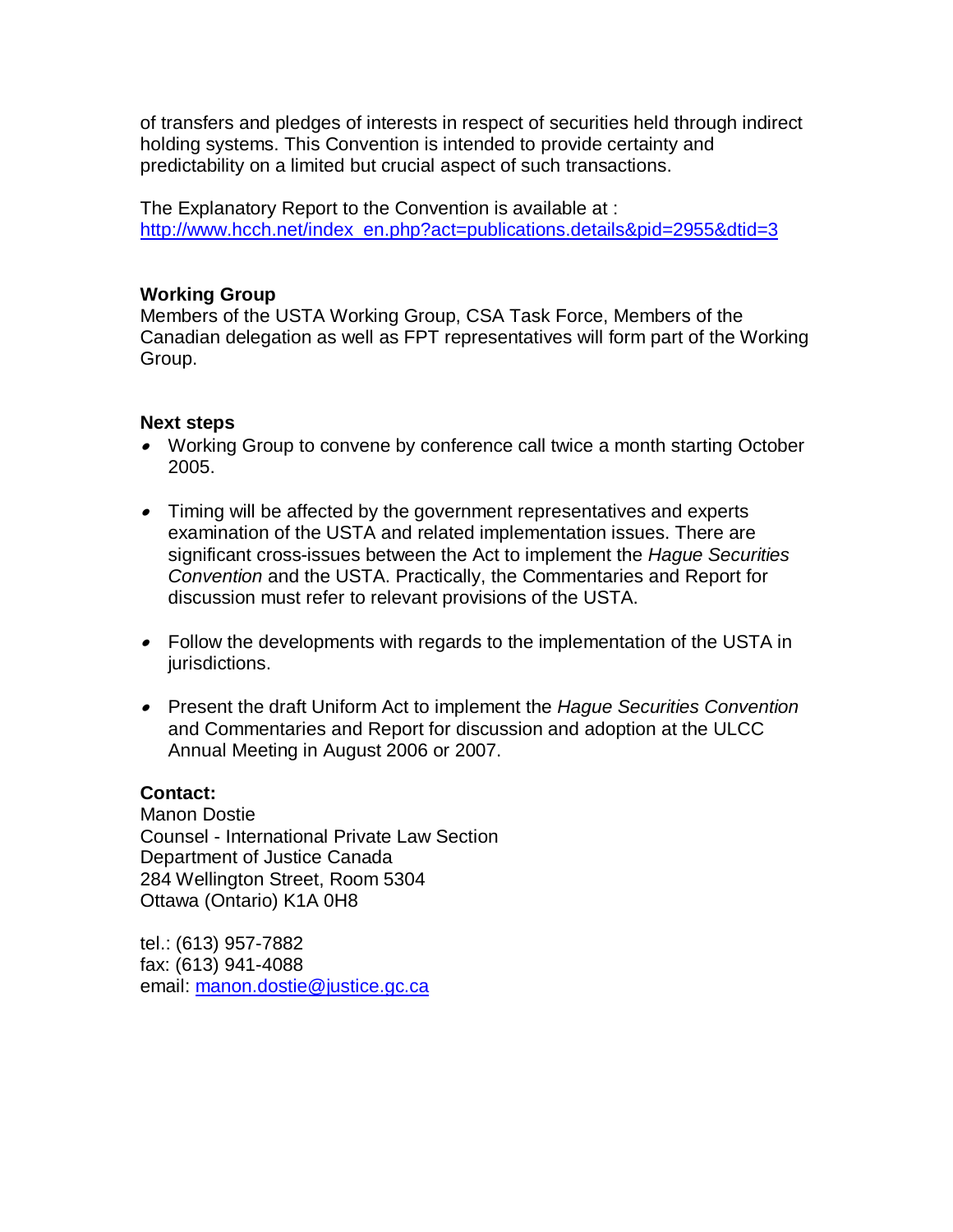of transfers and pledges of interests in respect of securities held through indirect holding systems. This Convention is intended to provide certainty and predictability on a limited but crucial aspect of such transactions.

The Explanatory Report to the Convention is available at : http://www.hcch.net/index_en.php?act=publications.details&pid=2955&dtid=3

**Working Group**
Members of the USTA Working Group, CSA Task Force, Members of the Canadian delegation as well as FPT representatives will form part of the Working Group.

**Next steps**

- Working Group to convene by conference call twice a month starting October 2005.

- Timing will be affected by the government representatives and experts examination of the USTA and related implementation issues. There are significant cross-issues between the Act to implement the *Hague Securities Convention* and the USTA. Practically, the Commentaries and Report for discussion must refer to relevant provisions of the USTA.

- Follow the developments with regards to the implementation of the USTA in jurisdictions.

- Present the draft Uniform Act to implement the *Hague Securities Convention* and Commentaries and Report for discussion and adoption at the ULCC Annual Meeting in August 2006 or 2007.

**Contact:**
Manon Dostie
Counsel - International Private Law Section
Department of Justice Canada
284 Wellington Street, Room 5304
Ottawa (Ontario) K1A 0H8

tel.: (613) 957-7882
fax: (613) 941-4088
email: manon.dostie@justice.gc.ca